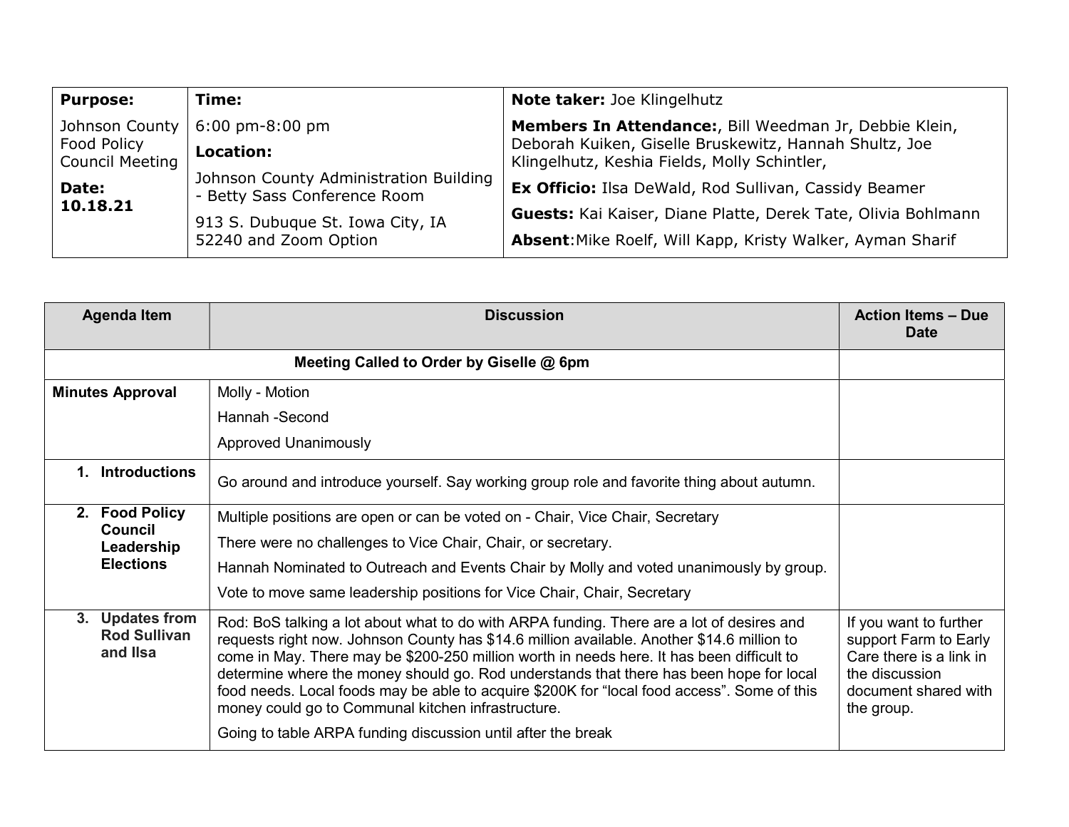| Purpose: | Time: | Note taker: Joe Klingelhutz |
|---|---|---|
| Johnson County Food Policy Council Meeting<br><br>**Date:** **10.18.21** | 6:00 pm-8:00 pm<br><br>**Location:**<br><br>Johnson County Administration Building - Betty Sass Conference Room<br><br>913 S. Dubuque St. Iowa City, IA 52240 and Zoom Option | **Members In Attendance:**, Bill Weedman Jr, Debbie Klein, Deborah Kuiken, Giselle Bruskewitz, Hannah Shultz, Joe Klingelhutz, Keshia Fields, Molly Schintler,<br><br>**Ex Officio:** Ilsa DeWald, Rod Sullivan, Cassidy Beamer<br><br>**Guests:** Kai Kaiser, Diane Platte, Derek Tate, Olivia Bohlmann<br><br>**Absent**:Mike Roelf, Will Kapp, Kristy Walker, Ayman Sharif |

| Agenda Item | Discussion | Action Items – Due Date |
|---|---|---|
| | **Meeting Called to Order by Giselle @ 6pm** | |
| **Minutes Approval** | Molly - Motion<br><br>Hannah -Second<br><br>Approved Unanimously | |
| **1. Introductions** | Go around and introduce yourself. Say working group role and favorite thing about autumn. | |
| **2. Food Policy Council Leadership Elections** | Multiple positions are open or can be voted on - Chair, Vice Chair, Secretary<br><br>There were no challenges to Vice Chair, Chair, or secretary.<br><br>Hannah Nominated to Outreach and Events Chair by Molly and voted unanimously by group.<br><br>Vote to move same leadership positions for Vice Chair, Chair, Secretary | |
| **3. Updates from Rod Sullivan and Ilsa** | Rod: BoS talking a lot about what to do with ARPA funding. There are a lot of desires and requests right now. Johnson County has $14.6 million available. Another $14.6 million to come in May. There may be $200-250 million worth in needs here. It has been difficult to determine where the money should go. Rod understands that there has been hope for local food needs. Local foods may be able to acquire $200K for "local food access". Some of this money could go to Communal kitchen infrastructure.<br><br>Going to table ARPA funding discussion until after the break | If you want to further support Farm to Early Care there is a link in the discussion document shared with the group. |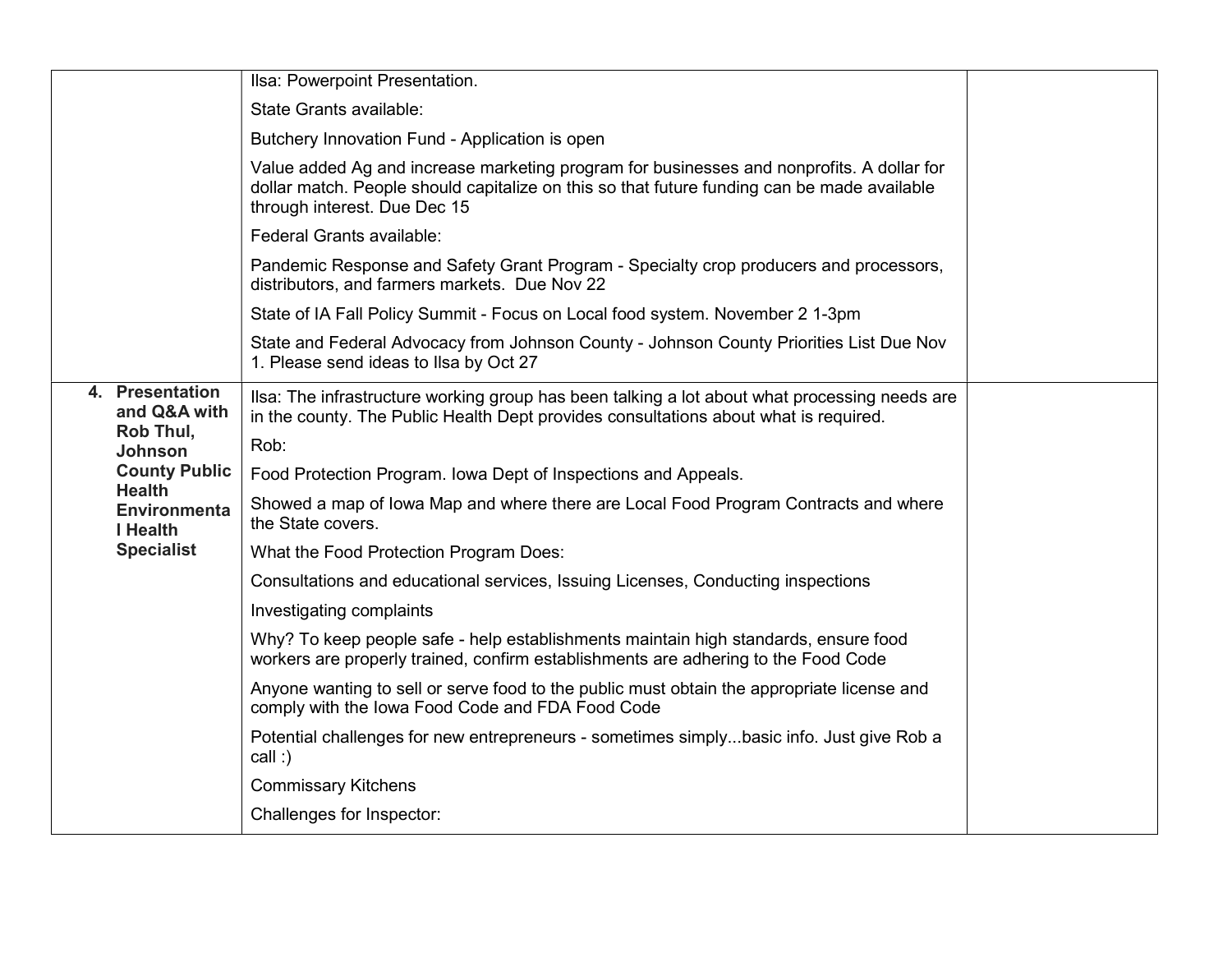| | | |
|---|---|---|
| | Ilsa: Powerpoint Presentation.<br><br>State Grants available:<br><br>Butchery Innovation Fund - Application is open<br><br>Value added Ag and increase marketing program for businesses and nonprofits. A dollar for dollar match. People should capitalize on this so that future funding can be made available through interest. Due Dec 15<br><br>Federal Grants available:<br><br>Pandemic Response and Safety Grant Program - Specialty crop producers and processors, distributors, and farmers markets. Due Nov 22<br><br>State of IA Fall Policy Summit - Focus on Local food system. November 2 1-3pm<br><br>State and Federal Advocacy from Johnson County - Johnson County Priorities List Due Nov 1. Please send ideas to Ilsa by Oct 27 | |
| **4. Presentation and Q&A with Rob Thul, Johnson County Public Health Environmental Health Specialist** | Ilsa: The infrastructure working group has been talking a lot about what processing needs are in the county. The Public Health Dept provides consultations about what is required.<br><br>Rob:<br><br>Food Protection Program. Iowa Dept of Inspections and Appeals.<br><br>Showed a map of Iowa Map and where there are Local Food Program Contracts and where the State covers.<br><br>What the Food Protection Program Does:<br><br>Consultations and educational services, Issuing Licenses, Conducting inspections<br><br>Investigating complaints<br><br>Why? To keep people safe - help establishments maintain high standards, ensure food workers are properly trained, confirm establishments are adhering to the Food Code<br><br>Anyone wanting to sell or serve food to the public must obtain the appropriate license and comply with the Iowa Food Code and FDA Food Code<br><br>Potential challenges for new entrepreneurs - sometimes simply...basic info. Just give Rob a call :)<br><br>Commissary Kitchens<br><br>Challenges for Inspector: | |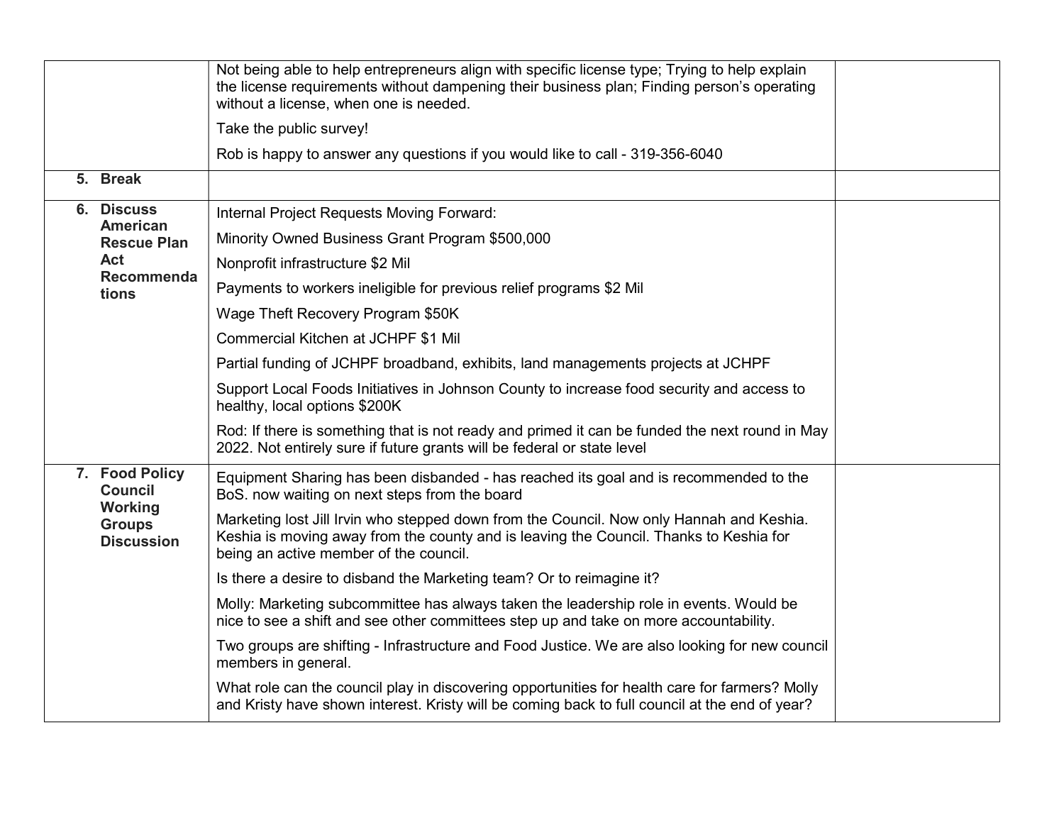| | | |
|---|---|---|
| | Not being able to help entrepreneurs align with specific license type; Trying to help explain the license requirements without dampening their business plan; Finding person's operating without a license, when one is needed.<br><br>Take the public survey!<br><br>Rob is happy to answer any questions if you would like to call - 319-356-6040 | |
| **5. Break** | | |
| **6. Discuss American Rescue Plan Act Recommendations** | Internal Project Requests Moving Forward:<br><br>Minority Owned Business Grant Program $500,000<br><br>Nonprofit infrastructure $2 Mil<br><br>Payments to workers ineligible for previous relief programs $2 Mil<br><br>Wage Theft Recovery Program $50K<br><br>Commercial Kitchen at JCHPF $1 Mil<br><br>Partial funding of JCHPF broadband, exhibits, land managements projects at JCHPF<br><br>Support Local Foods Initiatives in Johnson County to increase food security and access to healthy, local options $200K<br><br>Rod: If there is something that is not ready and primed it can be funded the next round in May 2022. Not entirely sure if future grants will be federal or state level | |
| **7. Food Policy Council Working Groups Discussion** | Equipment Sharing has been disbanded - has reached its goal and is recommended to the BoS. now waiting on next steps from the board<br><br>Marketing lost Jill Irvin who stepped down from the Council. Now only Hannah and Keshia. Keshia is moving away from the county and is leaving the Council. Thanks to Keshia for being an active member of the council.<br><br>Is there a desire to disband the Marketing team? Or to reimagine it?<br><br>Molly: Marketing subcommittee has always taken the leadership role in events. Would be nice to see a shift and see other committees step up and take on more accountability.<br><br>Two groups are shifting - Infrastructure and Food Justice. We are also looking for new council members in general.<br><br>What role can the council play in discovering opportunities for health care for farmers? Molly and Kristy have shown interest. Kristy will be coming back to full council at the end of year? | |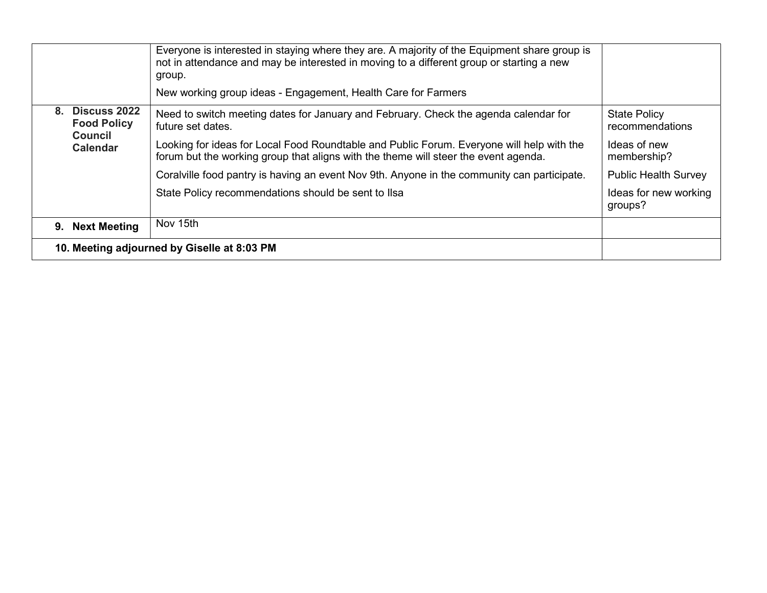| | | |
|---|---|---|
| | Everyone is interested in staying where they are. A majority of the Equipment share group is not in attendance and may be interested in moving to a different group or starting a new group.<br><br>New working group ideas - Engagement, Health Care for Farmers | |
| **8. Discuss 2022 Food Policy Council Calendar** | Need to switch meeting dates for January and February. Check the agenda calendar for future set dates.<br><br>Looking for ideas for Local Food Roundtable and Public Forum. Everyone will help with the forum but the working group that aligns with the theme will steer the event agenda.<br><br>Coralville food pantry is having an event Nov 9th. Anyone in the community can participate.<br><br>State Policy recommendations should be sent to Ilsa | State Policy recommendations<br><br>Ideas of new membership?<br><br>Public Health Survey<br><br>Ideas for new working groups? |
| **9. Next Meeting** | Nov 15th | |
| **10. Meeting adjourned by Giselle at 8:03 PM** | | |